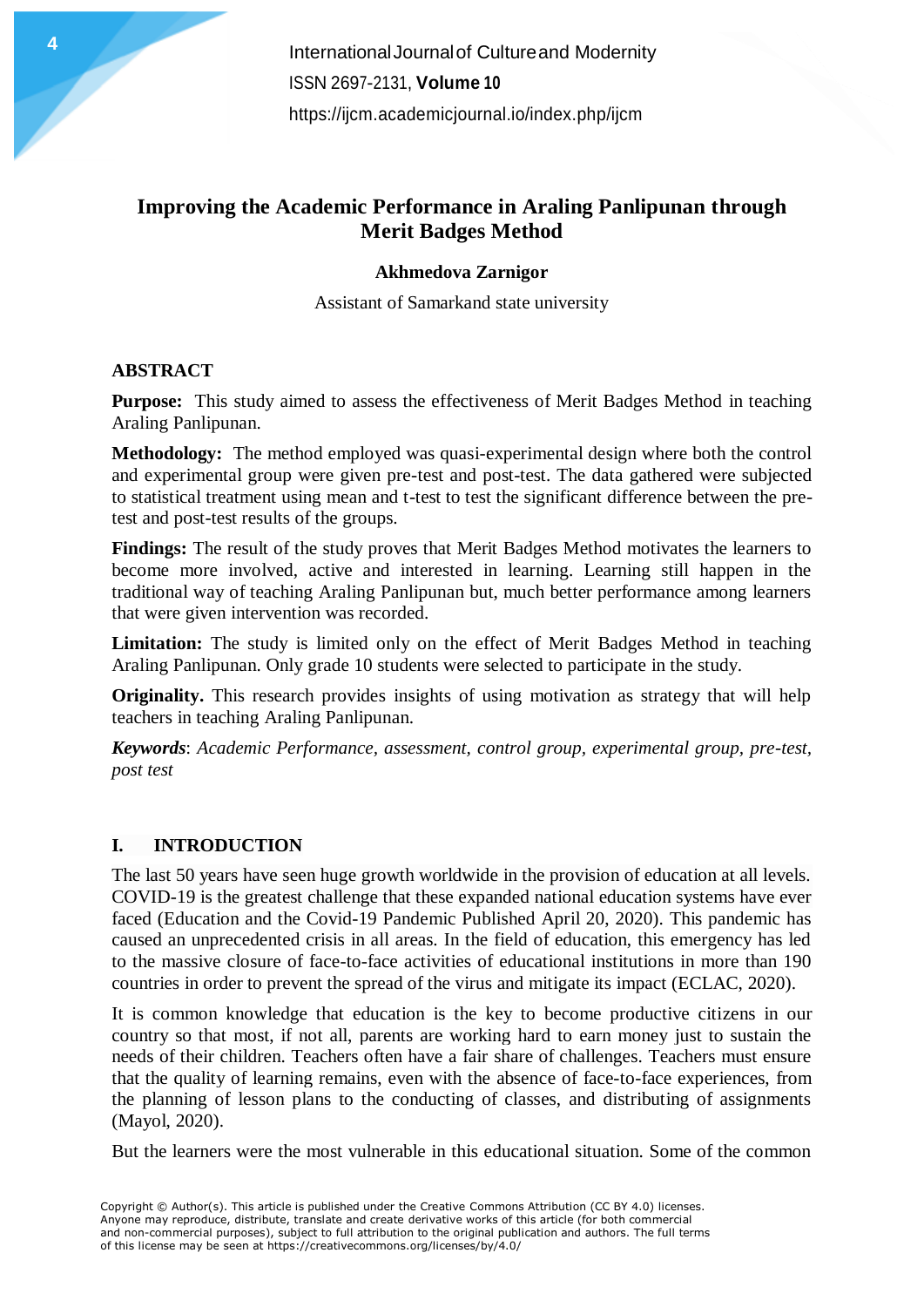# Improving the Academic Performance in Araling Panlipunan through Merit Badges Method

**Akhmedova Zarnigor**

Assistant of Samarkand state university

## ABSTRACT

**Purpose:** This study aimed to assess the effectiveness of Merit Badges Method in teaching Araling Panlipunan.

**Methodology:** The method employed was quasi-experimental design where both the control and experimental group were given pre-test and post-test. The data gathered were subjected to statistical treatment using mean and t-test to test the significant difference between the pre-test and post-test results of the groups.

**Findings:** The result of the study proves that Merit Badges Method motivates the learners to become more involved, active and interested in learning. Learning still happen in the traditional way of teaching Araling Panlipunan but, much better performance among learners that were given intervention was recorded.

**Limitation:** The study is limited only on the effect of Merit Badges Method in teaching Araling Panlipunan. Only grade 10 students were selected to participate in the study.

**Originality.** This research provides insights of using motivation as strategy that will help teachers in teaching Araling Panlipunan.

***Keywords***: *Academic Performance, assessment, control group, experimental group, pre-test, post test*

## I. INTRODUCTION

The last 50 years have seen huge growth worldwide in the provision of education at all levels. COVID-19 is the greatest challenge that these expanded national education systems have ever faced (Education and the Covid-19 Pandemic Published April 20, 2020). This pandemic has caused an unprecedented crisis in all areas. In the field of education, this emergency has led to the massive closure of face-to-face activities of educational institutions in more than 190 countries in order to prevent the spread of the virus and mitigate its impact (ECLAC, 2020).

It is common knowledge that education is the key to become productive citizens in our country so that most, if not all, parents are working hard to earn money just to sustain the needs of their children. Teachers often have a fair share of challenges. Teachers must ensure that the quality of learning remains, even with the absence of face-to-face experiences, from the planning of lesson plans to the conducting of classes, and distributing of assignments (Mayol, 2020).

But the learners were the most vulnerable in this educational situation. Some of the common

Copyright © Author(s). This article is published under the Creative Commons Attribution (CC BY 4.0) licenses. Anyone may reproduce, distribute, translate and create derivative works of this article (for both commercial and non-commercial purposes), subject to full attribution to the original publication and authors. The full terms of this license may be seen at https://creativecommons.org/licenses/by/4.0/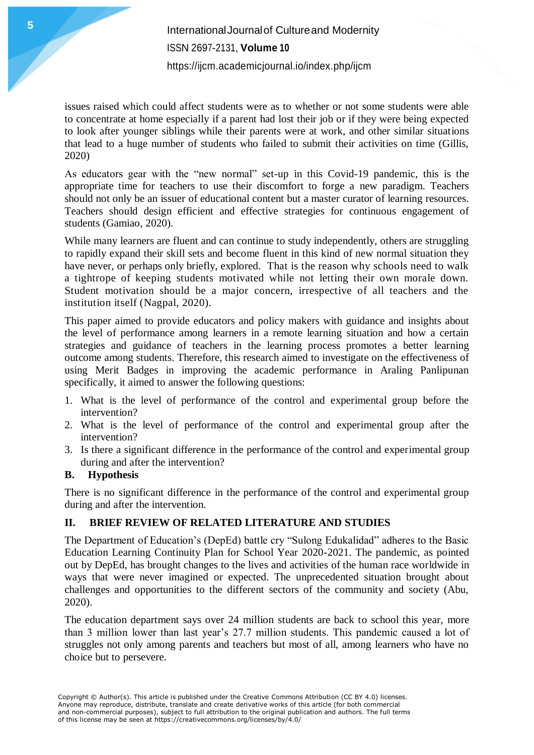issues raised which could affect students were as to whether or not some students were able to concentrate at home especially if a parent had lost their job or if they were being expected to look after younger siblings while their parents were at work, and other similar situations that lead to a huge number of students who failed to submit their activities on time (Gillis, 2020)

As educators gear with the "new normal" set-up in this Covid-19 pandemic, this is the appropriate time for teachers to use their discomfort to forge a new paradigm. Teachers should not only be an issuer of educational content but a master curator of learning resources. Teachers should design efficient and effective strategies for continuous engagement of students (Gamiao, 2020).

While many learners are fluent and can continue to study independently, others are struggling to rapidly expand their skill sets and become fluent in this kind of new normal situation they have never, or perhaps only briefly, explored. That is the reason why schools need to walk a tightrope of keeping students motivated while not letting their own morale down. Student motivation should be a major concern, irrespective of all teachers and the institution itself (Nagpal, 2020).

This paper aimed to provide educators and policy makers with guidance and insights about the level of performance among learners in a remote learning situation and how a certain strategies and guidance of teachers in the learning process promotes a better learning outcome among students. Therefore, this research aimed to investigate on the effectiveness of using Merit Badges in improving the academic performance in Araling Panlipunan specifically, it aimed to answer the following questions:

1. What is the level of performance of the control and experimental group before the intervention?
2. What is the level of performance of the control and experimental group after the intervention?
3. Is there a significant difference in the performance of the control and experimental group during and after the intervention?

### B. Hypothesis

There is no significant difference in the performance of the control and experimental group during and after the intervention.

## II. BRIEF REVIEW OF RELATED LITERATURE AND STUDIES

The Department of Education's (DepEd) battle cry "Sulong Edukalidad" adheres to the Basic Education Learning Continuity Plan for School Year 2020-2021. The pandemic, as pointed out by DepEd, has brought changes to the lives and activities of the human race worldwide in ways that were never imagined or expected. The unprecedented situation brought about challenges and opportunities to the different sectors of the community and society (Abu, 2020).

The education department says over 24 million students are back to school this year, more than 3 million lower than last year's 27.7 million students. This pandemic caused a lot of struggles not only among parents and teachers but most of all, among learners who have no choice but to persevere.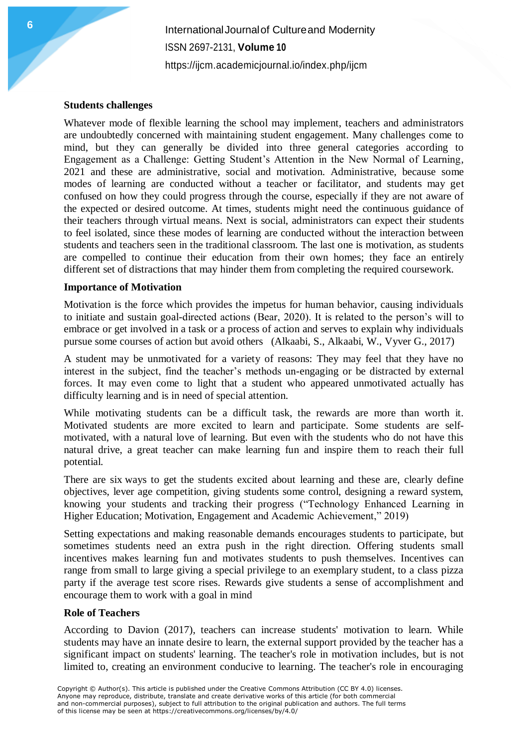**Students challenges**

Whatever mode of flexible learning the school may implement, teachers and administrators are undoubtedly concerned with maintaining student engagement. Many challenges come to mind, but they can generally be divided into three general categories according to Engagement as a Challenge: Getting Student's Attention in the New Normal of Learning, 2021 and these are administrative, social and motivation. Administrative, because some modes of learning are conducted without a teacher or facilitator, and students may get confused on how they could progress through the course, especially if they are not aware of the expected or desired outcome. At times, students might need the continuous guidance of their teachers through virtual means. Next is social, administrators can expect their students to feel isolated, since these modes of learning are conducted without the interaction between students and teachers seen in the traditional classroom. The last one is motivation, as students are compelled to continue their education from their own homes; they face an entirely different set of distractions that may hinder them from completing the required coursework.

**Importance of Motivation**

Motivation is the force which provides the impetus for human behavior, causing individuals to initiate and sustain goal-directed actions (Bear, 2020). It is related to the person's will to embrace or get involved in a task or a process of action and serves to explain why individuals pursue some courses of action but avoid others (Alkaabi, S., Alkaabi, W., Vyver G., 2017)

A student may be unmotivated for a variety of reasons: They may feel that they have no interest in the subject, find the teacher's methods un-engaging or be distracted by external forces. It may even come to light that a student who appeared unmotivated actually has difficulty learning and is in need of special attention.

While motivating students can be a difficult task, the rewards are more than worth it. Motivated students are more excited to learn and participate. Some students are self-motivated, with a natural love of learning. But even with the students who do not have this natural drive, a great teacher can make learning fun and inspire them to reach their full potential.

There are six ways to get the students excited about learning and these are, clearly define objectives, lever age competition, giving students some control, designing a reward system, knowing your students and tracking their progress ("Technology Enhanced Learning in Higher Education; Motivation, Engagement and Academic Achievement," 2019)

Setting expectations and making reasonable demands encourages students to participate, but sometimes students need an extra push in the right direction. Offering students small incentives makes learning fun and motivates students to push themselves. Incentives can range from small to large giving a special privilege to an exemplary student, to a class pizza party if the average test score rises. Rewards give students a sense of accomplishment and encourage them to work with a goal in mind

**Role of Teachers**

According to Davion (2017), teachers can increase students' motivation to learn. While students may have an innate desire to learn, the external support provided by the teacher has a significant impact on students' learning. The teacher's role in motivation includes, but is not limited to, creating an environment conducive to learning. The teacher's role in encouraging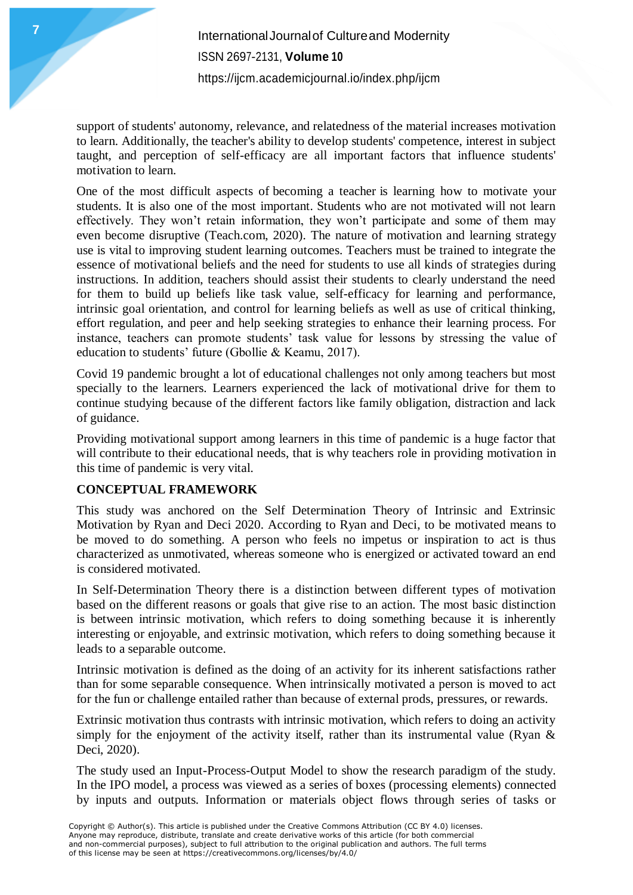support of students' autonomy, relevance, and relatedness of the material increases motivation to learn. Additionally, the teacher's ability to develop students' competence, interest in subject taught, and perception of self-efficacy are all important factors that influence students' motivation to learn.

One of the most difficult aspects of becoming a teacher is learning how to motivate your students. It is also one of the most important. Students who are not motivated will not learn effectively. They won't retain information, they won't participate and some of them may even become disruptive (Teach.com, 2020). The nature of motivation and learning strategy use is vital to improving student learning outcomes. Teachers must be trained to integrate the essence of motivational beliefs and the need for students to use all kinds of strategies during instructions. In addition, teachers should assist their students to clearly understand the need for them to build up beliefs like task value, self-efficacy for learning and performance, intrinsic goal orientation, and control for learning beliefs as well as use of critical thinking, effort regulation, and peer and help seeking strategies to enhance their learning process. For instance, teachers can promote students' task value for lessons by stressing the value of education to students' future (Gbollie & Keamu, 2017).

Covid 19 pandemic brought a lot of educational challenges not only among teachers but most specially to the learners. Learners experienced the lack of motivational drive for them to continue studying because of the different factors like family obligation, distraction and lack of guidance.

Providing motivational support among learners in this time of pandemic is a huge factor that will contribute to their educational needs, that is why teachers role in providing motivation in this time of pandemic is very vital.

## CONCEPTUAL FRAMEWORK

This study was anchored on the Self Determination Theory of Intrinsic and Extrinsic Motivation by Ryan and Deci 2020. According to Ryan and Deci, to be motivated means to be moved to do something. A person who feels no impetus or inspiration to act is thus characterized as unmotivated, whereas someone who is energized or activated toward an end is considered motivated.

In Self-Determination Theory there is a distinction between different types of motivation based on the different reasons or goals that give rise to an action. The most basic distinction is between intrinsic motivation, which refers to doing something because it is inherently interesting or enjoyable, and extrinsic motivation, which refers to doing something because it leads to a separable outcome.

Intrinsic motivation is defined as the doing of an activity for its inherent satisfactions rather than for some separable consequence. When intrinsically motivated a person is moved to act for the fun or challenge entailed rather than because of external prods, pressures, or rewards.

Extrinsic motivation thus contrasts with intrinsic motivation, which refers to doing an activity simply for the enjoyment of the activity itself, rather than its instrumental value (Ryan & Deci, 2020).

The study used an Input-Process-Output Model to show the research paradigm of the study. In the IPO model, a process was viewed as a series of boxes (processing elements) connected by inputs and outputs. Information or materials object flows through series of tasks or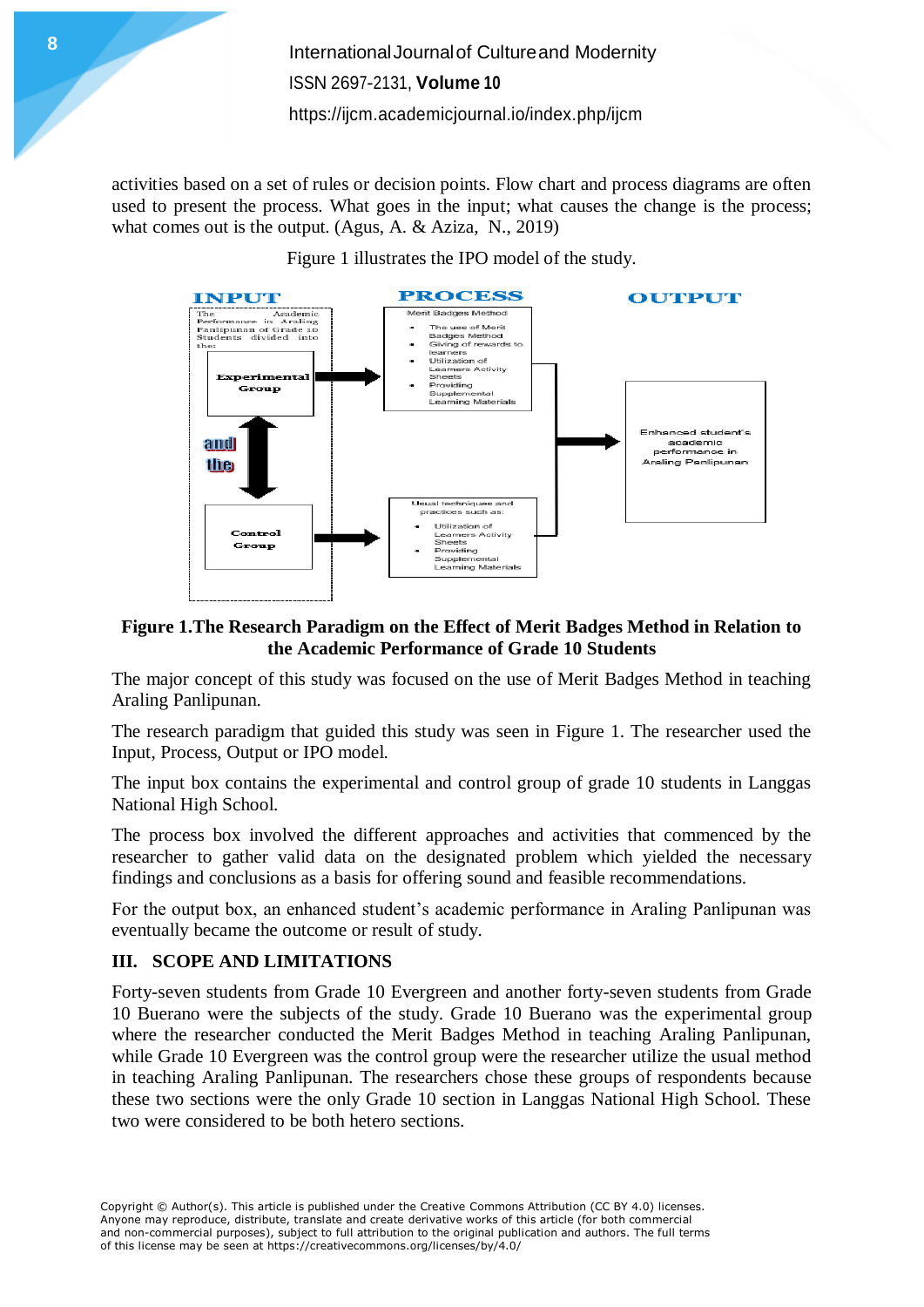activities based on a set of rules or decision points. Flow chart and process diagrams are often used to present the process. What goes in the input; what causes the change is the process; what comes out is the output. (Agus, A. & Aziza, N., 2019)

Figure 1 illustrates the IPO model of the study.

INPUT

The Academic Performance in Araling Panlipunan of Grade 10 Students divided into the:

Experimental Group

and the

Control Group

PROCESS

Merit Badges Method

- The use of Merit Badges Method
- Giving of rewards to learners
- Utilization of Learners Activity Sheets
- Providing Supplemental Learning Materials

Usual techniques and practices such as:

- Utilization of Learners Activity Sheets
- Providing Supplemental Learning Materials

OUTPUT

Enhanced student's academic performance in Araling Panlipunan

**Figure 1.The Research Paradigm on the Effect of Merit Badges Method in Relation to the Academic Performance of Grade 10 Students**

The major concept of this study was focused on the use of Merit Badges Method in teaching Araling Panlipunan.

The research paradigm that guided this study was seen in Figure 1. The researcher used the Input, Process, Output or IPO model.

The input box contains the experimental and control group of grade 10 students in Langgas National High School.

The process box involved the different approaches and activities that commenced by the researcher to gather valid data on the designated problem which yielded the necessary findings and conclusions as a basis for offering sound and feasible recommendations.

For the output box, an enhanced student's academic performance in Araling Panlipunan was eventually became the outcome or result of study.

## III. SCOPE AND LIMITATIONS

Forty-seven students from Grade 10 Evergreen and another forty-seven students from Grade 10 Buerano were the subjects of the study. Grade 10 Buerano was the experimental group where the researcher conducted the Merit Badges Method in teaching Araling Panlipunan, while Grade 10 Evergreen was the control group were the researcher utilize the usual method in teaching Araling Panlipunan. The researchers chose these groups of respondents because these two sections were the only Grade 10 section in Langgas National High School. These two were considered to be both hetero sections.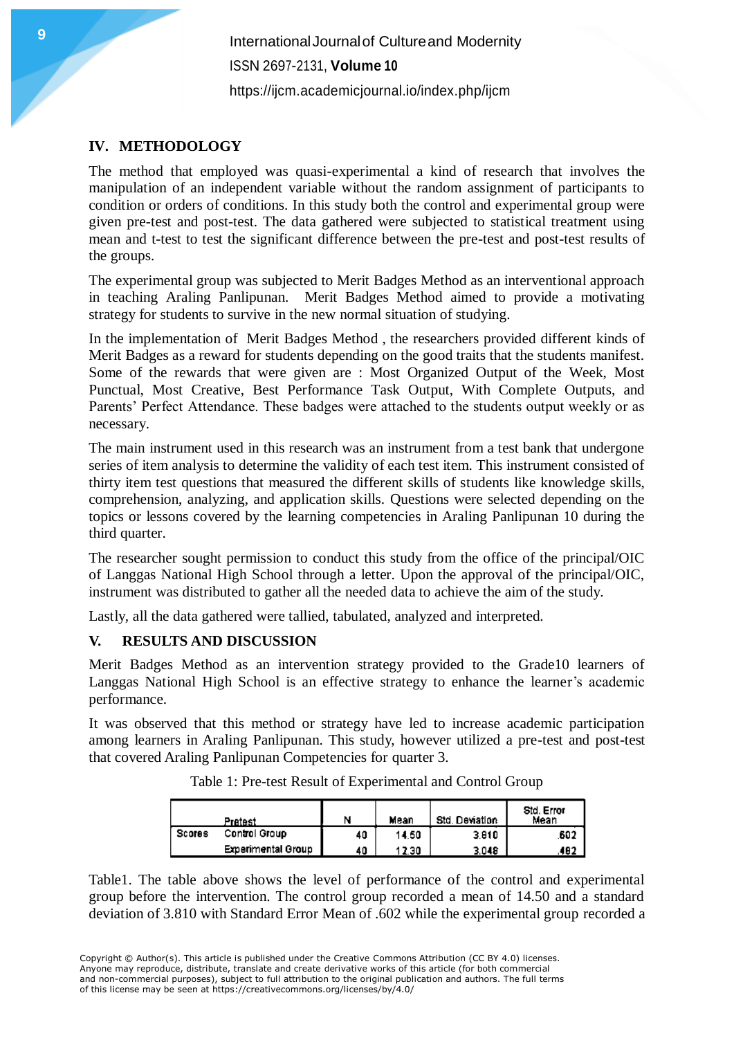## IV. METHODOLOGY

The method that employed was quasi-experimental a kind of research that involves the manipulation of an independent variable without the random assignment of participants to condition or orders of conditions. In this study both the control and experimental group were given pre-test and post-test. The data gathered were subjected to statistical treatment using mean and t-test to test the significant difference between the pre-test and post-test results of the groups.

The experimental group was subjected to Merit Badges Method as an interventional approach in teaching Araling Panlipunan. Merit Badges Method aimed to provide a motivating strategy for students to survive in the new normal situation of studying.

In the implementation of Merit Badges Method , the researchers provided different kinds of Merit Badges as a reward for students depending on the good traits that the students manifest. Some of the rewards that were given are : Most Organized Output of the Week, Most Punctual, Most Creative, Best Performance Task Output, With Complete Outputs, and Parents' Perfect Attendance. These badges were attached to the students output weekly or as necessary.

The main instrument used in this research was an instrument from a test bank that undergone series of item analysis to determine the validity of each test item. This instrument consisted of thirty item test questions that measured the different skills of students like knowledge skills, comprehension, analyzing, and application skills. Questions were selected depending on the topics or lessons covered by the learning competencies in Araling Panlipunan 10 during the third quarter.

The researcher sought permission to conduct this study from the office of the principal/OIC of Langgas National High School through a letter. Upon the approval of the principal/OIC, instrument was distributed to gather all the needed data to achieve the aim of the study.

Lastly, all the data gathered were tallied, tabulated, analyzed and interpreted.

## V. RESULTS AND DISCUSSION

Merit Badges Method as an intervention strategy provided to the Grade10 learners of Langgas National High School is an effective strategy to enhance the learner's academic performance.

It was observed that this method or strategy have led to increase academic participation among learners in Araling Panlipunan. This study, however utilized a pre-test and post-test that covered Araling Panlipunan Competencies for quarter 3.

Table 1: Pre-test Result of Experimental and Control Group

| Pretest | | N | Mean | Std. Deviation | Std. Error Mean |
|---|---|---|---|---|---|
| Scores | Control Group | 40 | 14.50 | 3.810 | .602 |
| | Experimental Group | 40 | 12.30 | 3.048 | .482 |

Table1. The table above shows the level of performance of the control and experimental group before the intervention. The control group recorded a mean of 14.50 and a standard deviation of 3.810 with Standard Error Mean of .602 while the experimental group recorded a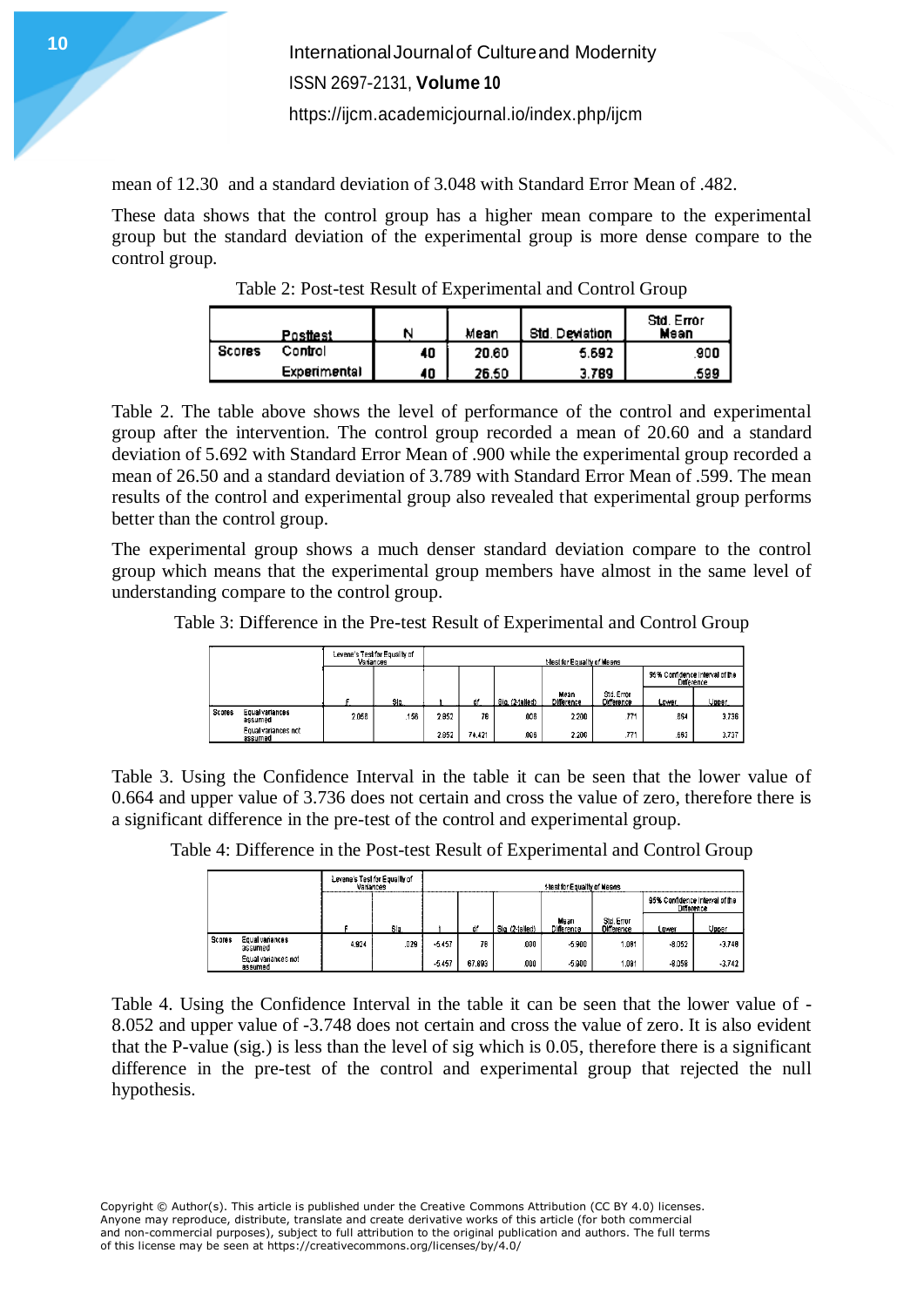mean of 12.30 and a standard deviation of 3.048 with Standard Error Mean of .482.

These data shows that the control group has a higher mean compare to the experimental group but the standard deviation of the experimental group is more dense compare to the control group.

Table 2: Post-test Result of Experimental and Control Group

| | Posttest | N | Mean | Std. Deviation | Std. Error Mean |
|---|---|---|---|---|---|
| Scores | Control | 40 | 20.60 | 5.692 | .900 |
| | Experimental | 40 | 26.50 | 3.789 | .599 |

Table 2. The table above shows the level of performance of the control and experimental group after the intervention. The control group recorded a mean of 20.60 and a standard deviation of 5.692 with Standard Error Mean of .900 while the experimental group recorded a mean of 26.50 and a standard deviation of 3.789 with Standard Error Mean of .599. The mean results of the control and experimental group also revealed that experimental group performs better than the control group.

The experimental group shows a much denser standard deviation compare to the control group which means that the experimental group members have almost in the same level of understanding compare to the control group.

Table 3: Difference in the Pre-test Result of Experimental and Control Group

| | | Levene's Test for Equality of Variances | | t-test for Equality of Means | | | | | | |
|---|---|---|---|---|---|---|---|---|---|---|
| | | | | | | | | | 95% Confidence Interval of the Difference | |
| | | F | Sig. | t | df | Sig. (2-tailed) | Mean Difference | Std. Error Difference | Lower | Upper |
| Scores | Equal variances assumed | 2.056 | .156 | 2.852 | 78 | .006 | 2.200 | .771 | .664 | 3.736 |
| | Equal variances not assumed | | | 2.852 | 74.421 | .006 | 2.200 | .771 | .663 | 3.737 |

Table 3. Using the Confidence Interval in the table it can be seen that the lower value of 0.664 and upper value of 3.736 does not certain and cross the value of zero, therefore there is a significant difference in the pre-test of the control and experimental group.

Table 4: Difference in the Post-test Result of Experimental and Control Group

| | | Levene's Test for Equality of Variances | | t-test for Equality of Means | | | | | | |
|---|---|---|---|---|---|---|---|---|---|---|
| | | | | | | | | | 95% Confidence Interval of the Difference | |
| | | F | Sig. | t | df | Sig. (2-tailed) | Mean Difference | Std. Error Difference | Lower | Upper |
| Scores | Equal variances assumed | 4.924 | .029 | -5.457 | 78 | .000 | -5.900 | 1.081 | -8.052 | -3.748 |
| | Equal variances not assumed | | | -5.457 | 67.893 | .000 | -5.900 | 1.081 | -8.058 | -3.742 |

Table 4. Using the Confidence Interval in the table it can be seen that the lower value of -8.052 and upper value of -3.748 does not certain and cross the value of zero. It is also evident that the P-value (sig.) is less than the level of sig which is 0.05, therefore there is a significant difference in the pre-test of the control and experimental group that rejected the null hypothesis.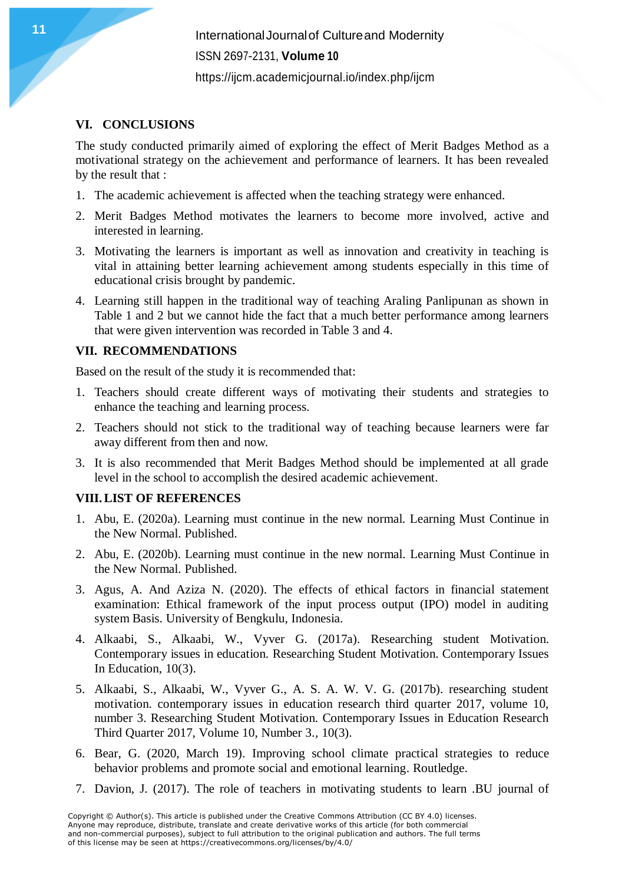## VI. CONCLUSIONS

The study conducted primarily aimed of exploring the effect of Merit Badges Method as a motivational strategy on the achievement and performance of learners. It has been revealed by the result that :

1. The academic achievement is affected when the teaching strategy were enhanced.
2. Merit Badges Method motivates the learners to become more involved, active and interested in learning.
3. Motivating the learners is important as well as innovation and creativity in teaching is vital in attaining better learning achievement among students especially in this time of educational crisis brought by pandemic.
4. Learning still happen in the traditional way of teaching Araling Panlipunan as shown in Table 1 and 2 but we cannot hide the fact that a much better performance among learners that were given intervention was recorded in Table 3 and 4.

## VII. RECOMMENDATIONS

Based on the result of the study it is recommended that:

1. Teachers should create different ways of motivating their students and strategies to enhance the teaching and learning process.
2. Teachers should not stick to the traditional way of teaching because learners were far away different from then and now.
3. It is also recommended that Merit Badges Method should be implemented at all grade level in the school to accomplish the desired academic achievement.

## VIII. LIST OF REFERENCES

1. Abu, E. (2020a). Learning must continue in the new normal. Learning Must Continue in the New Normal. Published.
2. Abu, E. (2020b). Learning must continue in the new normal. Learning Must Continue in the New Normal. Published.
3. Agus, A. And Aziza N. (2020). The effects of ethical factors in financial statement examination: Ethical framework of the input process output (IPO) model in auditing system Basis. University of Bengkulu, Indonesia.
4. Alkaabi, S., Alkaabi, W., Vyver G. (2017a). Researching student Motivation. Contemporary issues in education. Researching Student Motivation. Contemporary Issues In Education, 10(3).
5. Alkaabi, S., Alkaabi, W., Vyver G., A. S. A. W. V. G. (2017b). researching student motivation. contemporary issues in education research third quarter 2017, volume 10, number 3. Researching Student Motivation. Contemporary Issues in Education Research Third Quarter 2017, Volume 10, Number 3., 10(3).
6. Bear, G. (2020, March 19). Improving school climate practical strategies to reduce behavior problems and promote social and emotional learning. Routledge.
7. Davion, J. (2017). The role of teachers in motivating students to learn .BU journal of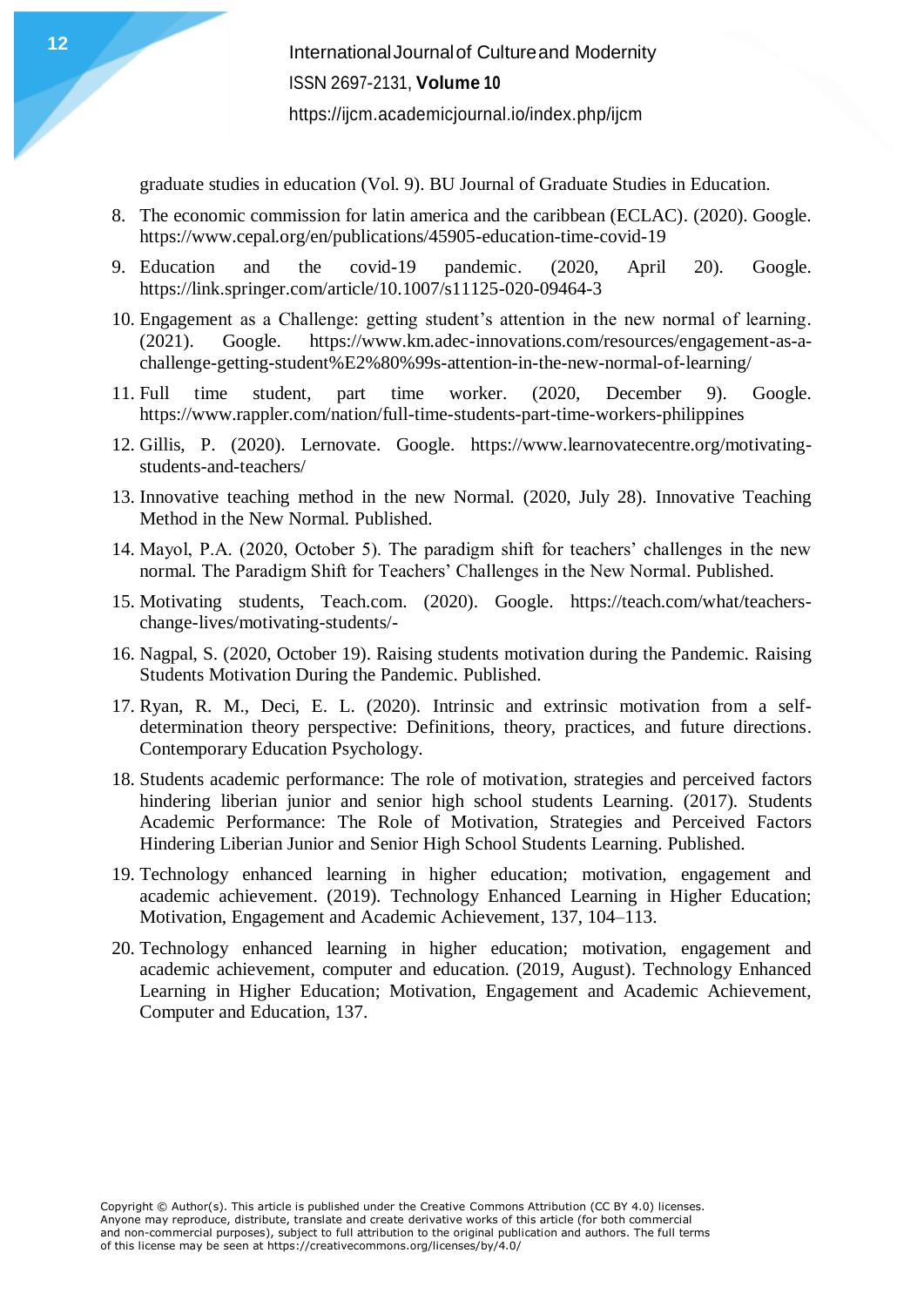graduate studies in education (Vol. 9). BU Journal of Graduate Studies in Education.

8. The economic commission for latin america and the caribbean (ECLAC). (2020). Google. https://www.cepal.org/en/publications/45905-education-time-covid-19
9. Education and the covid-19 pandemic. (2020, April 20). Google. https://link.springer.com/article/10.1007/s11125-020-09464-3
10. Engagement as a Challenge: getting student's attention in the new normal of learning. (2021). Google. https://www.km.adec-innovations.com/resources/engagement-as-a-challenge-getting-student%E2%80%99s-attention-in-the-new-normal-of-learning/
11. Full time student, part time worker. (2020, December 9). Google. https://www.rappler.com/nation/full-time-students-part-time-workers-philippines
12. Gillis, P. (2020). Lernovate. Google. https://www.learnovatecentre.org/motivating-students-and-teachers/
13. Innovative teaching method in the new Normal. (2020, July 28). Innovative Teaching Method in the New Normal. Published.
14. Mayol, P.A. (2020, October 5). The paradigm shift for teachers' challenges in the new normal. The Paradigm Shift for Teachers' Challenges in the New Normal. Published.
15. Motivating students, Teach.com. (2020). Google. https://teach.com/what/teachers-change-lives/motivating-students/-
16. Nagpal, S. (2020, October 19). Raising students motivation during the Pandemic. Raising Students Motivation During the Pandemic. Published.
17. Ryan, R. M., Deci, E. L. (2020). Intrinsic and extrinsic motivation from a self-determination theory perspective: Definitions, theory, practices, and future directions. Contemporary Education Psychology.
18. Students academic performance: The role of motivation, strategies and perceived factors hindering liberian junior and senior high school students Learning. (2017). Students Academic Performance: The Role of Motivation, Strategies and Perceived Factors Hindering Liberian Junior and Senior High School Students Learning. Published.
19. Technology enhanced learning in higher education; motivation, engagement and academic achievement. (2019). Technology Enhanced Learning in Higher Education; Motivation, Engagement and Academic Achievement, 137, 104–113.
20. Technology enhanced learning in higher education; motivation, engagement and academic achievement, computer and education. (2019, August). Technology Enhanced Learning in Higher Education; Motivation, Engagement and Academic Achievement, Computer and Education, 137.